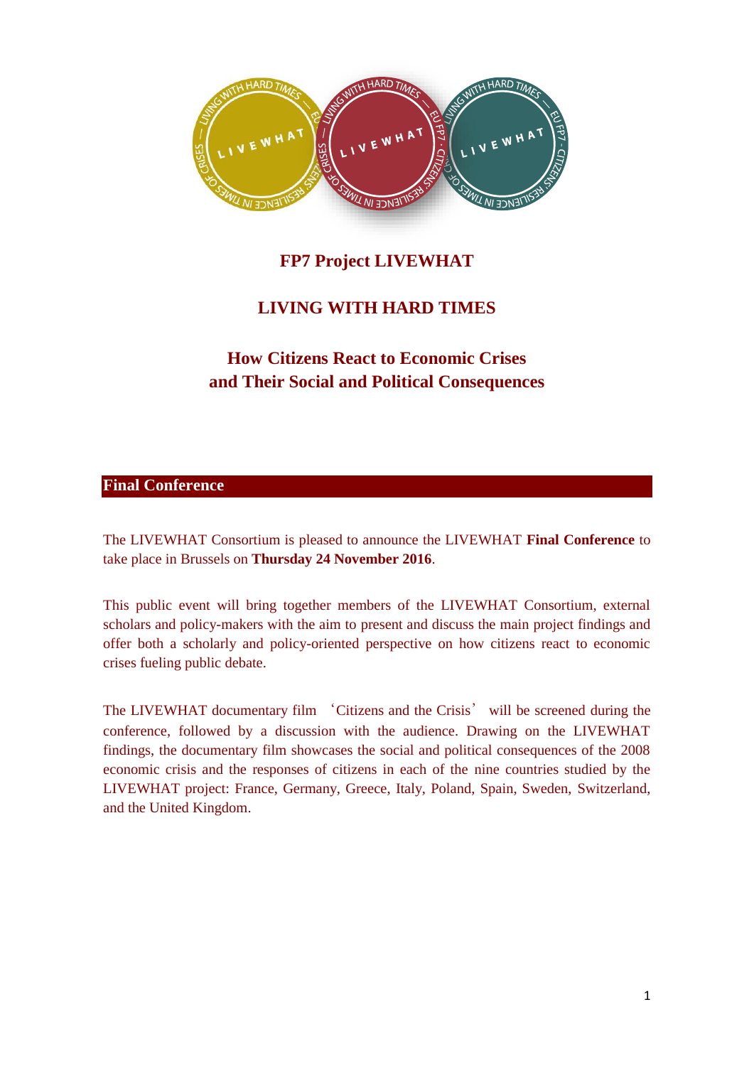# FP7 Project LIVEWHAT

## LIVING WITH HARD TIMES

## How Citizens React to Economic Crises and Their Social and Political Consequences

## Final Conference

The LIVEWHAT Consortium is pleased to announce the LIVEWHAT **Final Conference** to take place in Brussels on **Thursday 24 November 2016**.

This public event will bring together members of the LIVEWHAT Consortium, external scholars and policy-makers with the aim to present and discuss the main project findings and offer both a scholarly and policy-oriented perspective on how citizens react to economic crises fueling public debate.

The LIVEWHAT documentary film ‘Citizens and the Crisis’ will be screened during the conference, followed by a discussion with the audience. Drawing on the LIVEWHAT findings, the documentary film showcases the social and political consequences of the 2008 economic crisis and the responses of citizens in each of the nine countries studied by the LIVEWHAT project: France, Germany, Greece, Italy, Poland, Spain, Sweden, Switzerland, and the United Kingdom.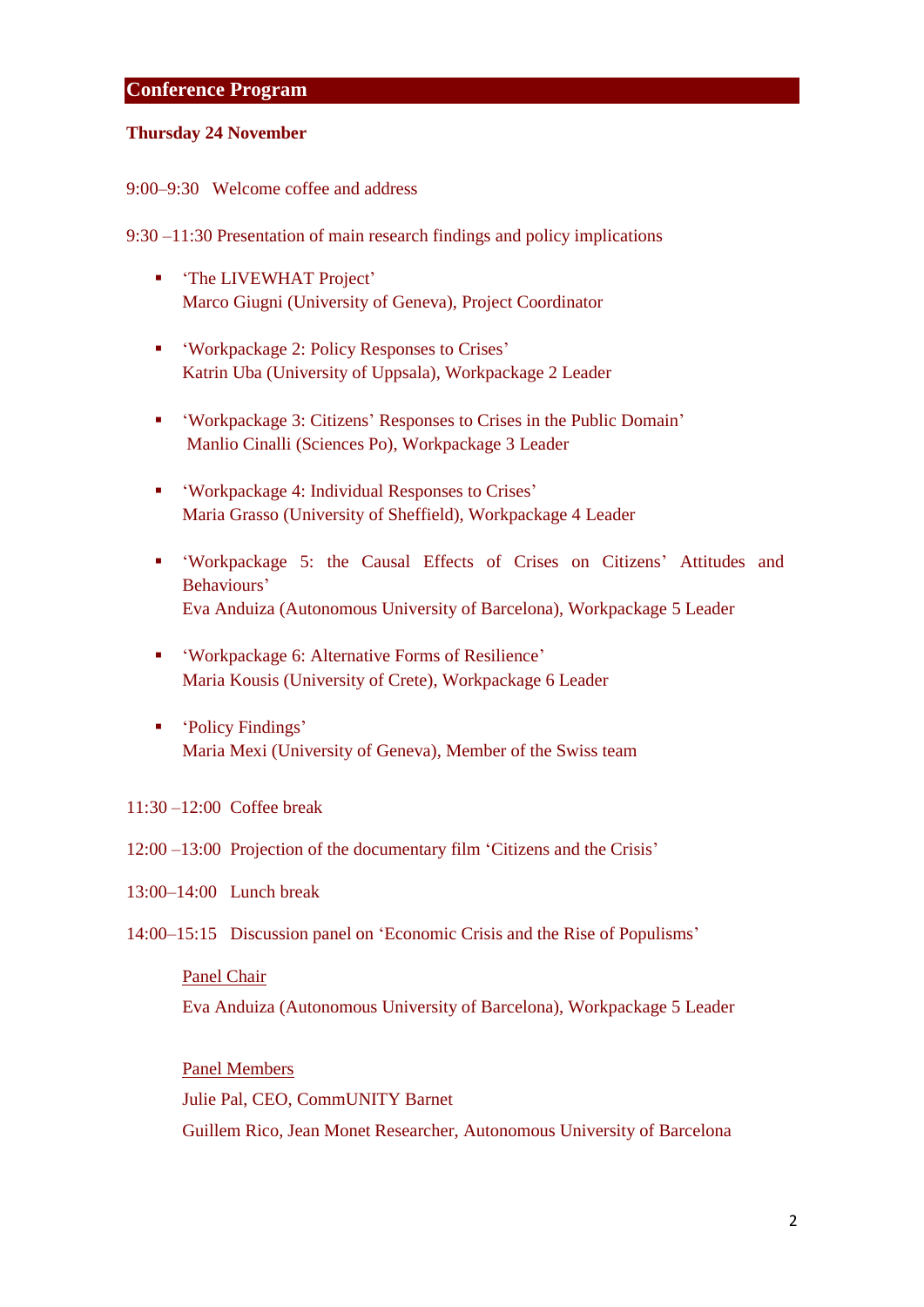## Conference Program

**Thursday 24 November**

9:00–9:30 Welcome coffee and address

9:30 –11:30 Presentation of main research findings and policy implications

- 'The LIVEWHAT Project'
  Marco Giugni (University of Geneva), Project Coordinator

- 'Workpackage 2: Policy Responses to Crises'
  Katrin Uba (University of Uppsala), Workpackage 2 Leader

- 'Workpackage 3: Citizens' Responses to Crises in the Public Domain'
  Manlio Cinalli (Sciences Po), Workpackage 3 Leader

- 'Workpackage 4: Individual Responses to Crises'
  Maria Grasso (University of Sheffield), Workpackage 4 Leader

- 'Workpackage 5: the Causal Effects of Crises on Citizens' Attitudes and Behaviours'
  Eva Anduiza (Autonomous University of Barcelona), Workpackage 5 Leader

- 'Workpackage 6: Alternative Forms of Resilience'
  Maria Kousis (University of Crete), Workpackage 6 Leader

- 'Policy Findings'
  Maria Mexi (University of Geneva), Member of the Swiss team

11:30 –12:00 Coffee break

12:00 –13:00 Projection of the documentary film 'Citizens and the Crisis'

13:00–14:00 Lunch break

14:00–15:15 Discussion panel on 'Economic Crisis and the Rise of Populisms'

Panel Chair

Eva Anduiza (Autonomous University of Barcelona), Workpackage 5 Leader

Panel Members

Julie Pal, CEO, CommUNITY Barnet

Guillem Rico, Jean Monet Researcher, Autonomous University of Barcelona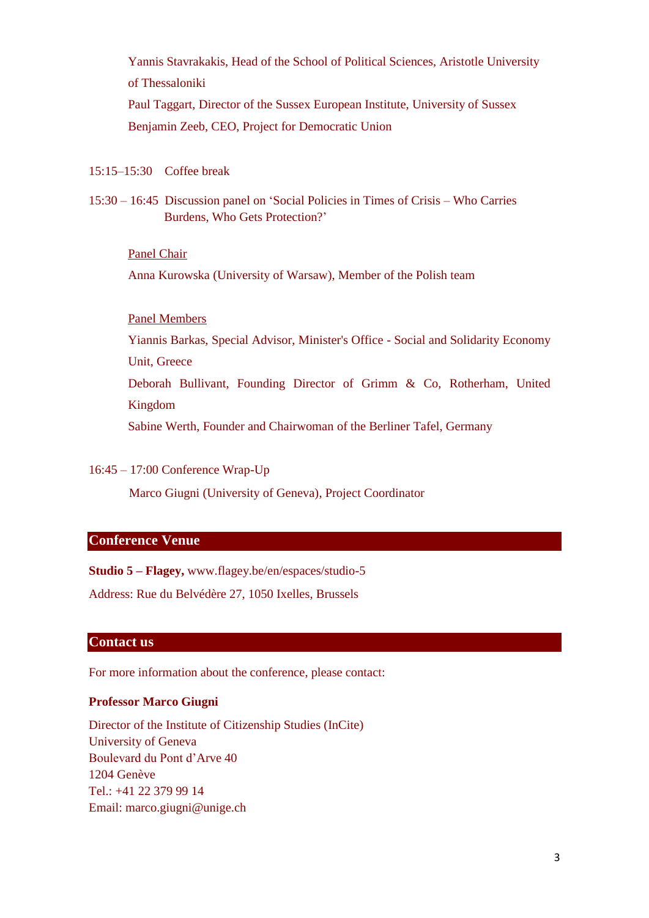Yannis Stavrakakis, Head of the School of Political Sciences, Aristotle University of Thessaloniki
Paul Taggart, Director of the Sussex European Institute, University of Sussex
Benjamin Zeeb, CEO, Project for Democratic Union

15:15–15:30 Coffee break

15:30 – 16:45 Discussion panel on 'Social Policies in Times of Crisis – Who Carries Burdens, Who Gets Protection?'

Panel Chair

Anna Kurowska (University of Warsaw), Member of the Polish team

Panel Members

Yiannis Barkas, Special Advisor, Minister's Office - Social and Solidarity Economy Unit, Greece
Deborah Bullivant, Founding Director of Grimm & Co, Rotherham, United Kingdom
Sabine Werth, Founder and Chairwoman of the Berliner Tafel, Germany

16:45 – 17:00 Conference Wrap-Up

Marco Giugni (University of Geneva), Project Coordinator

## Conference Venue

**Studio 5 – Flagey,** www.flagey.be/en/espaces/studio-5

Address: Rue du Belvédère 27, 1050 Ixelles, Brussels

## Contact us

For more information about the conference, please contact:

**Professor Marco Giugni**

Director of the Institute of Citizenship Studies (InCite)
University of Geneva
Boulevard du Pont d'Arve 40
1204 Genève
Tel.: +41 22 379 99 14
Email: marco.giugni@unige.ch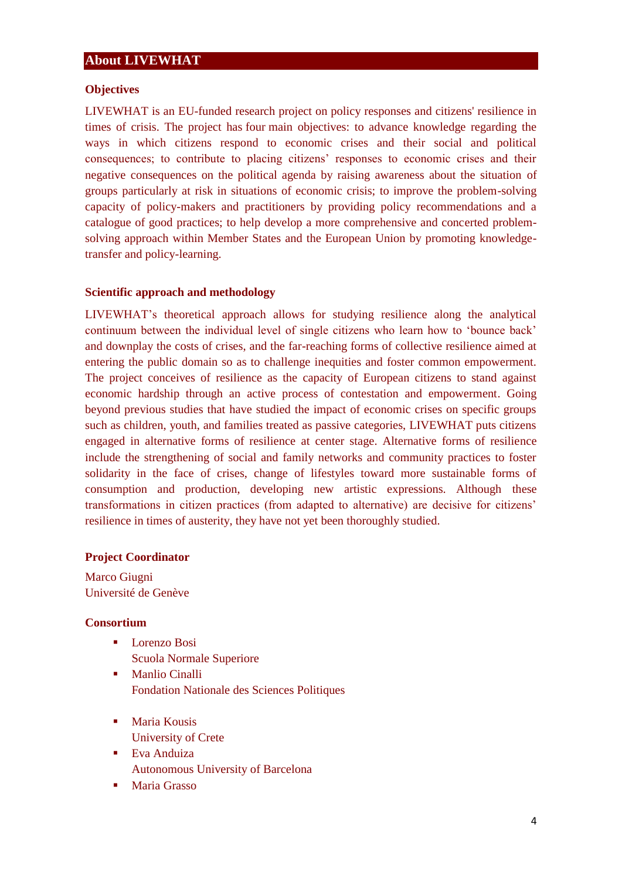## About LIVEWHAT

### Objectives

LIVEWHAT is an EU-funded research project on policy responses and citizens' resilience in times of crisis. The project has four main objectives: to advance knowledge regarding the ways in which citizens respond to economic crises and their social and political consequences; to contribute to placing citizens' responses to economic crises and their negative consequences on the political agenda by raising awareness about the situation of groups particularly at risk in situations of economic crisis; to improve the problem-solving capacity of policy-makers and practitioners by providing policy recommendations and a catalogue of good practices; to help develop a more comprehensive and concerted problem-solving approach within Member States and the European Union by promoting knowledge-transfer and policy-learning.

### Scientific approach and methodology

LIVEWHAT's theoretical approach allows for studying resilience along the analytical continuum between the individual level of single citizens who learn how to 'bounce back' and downplay the costs of crises, and the far-reaching forms of collective resilience aimed at entering the public domain so as to challenge inequities and foster common empowerment. The project conceives of resilience as the capacity of European citizens to stand against economic hardship through an active process of contestation and empowerment. Going beyond previous studies that have studied the impact of economic crises on specific groups such as children, youth, and families treated as passive categories, LIVEWHAT puts citizens engaged in alternative forms of resilience at center stage. Alternative forms of resilience include the strengthening of social and family networks and community practices to foster solidarity in the face of crises, change of lifestyles toward more sustainable forms of consumption and production, developing new artistic expressions. Although these transformations in citizen practices (from adapted to alternative) are decisive for citizens' resilience in times of austerity, they have not yet been thoroughly studied.

### Project Coordinator

Marco Giugni
Université de Genève

### Consortium

- Lorenzo Bosi
  Scuola Normale Superiore
- Manlio Cinalli
  Fondation Nationale des Sciences Politiques
- Maria Kousis
  University of Crete
- Eva Anduiza
  Autonomous University of Barcelona
- Maria Grasso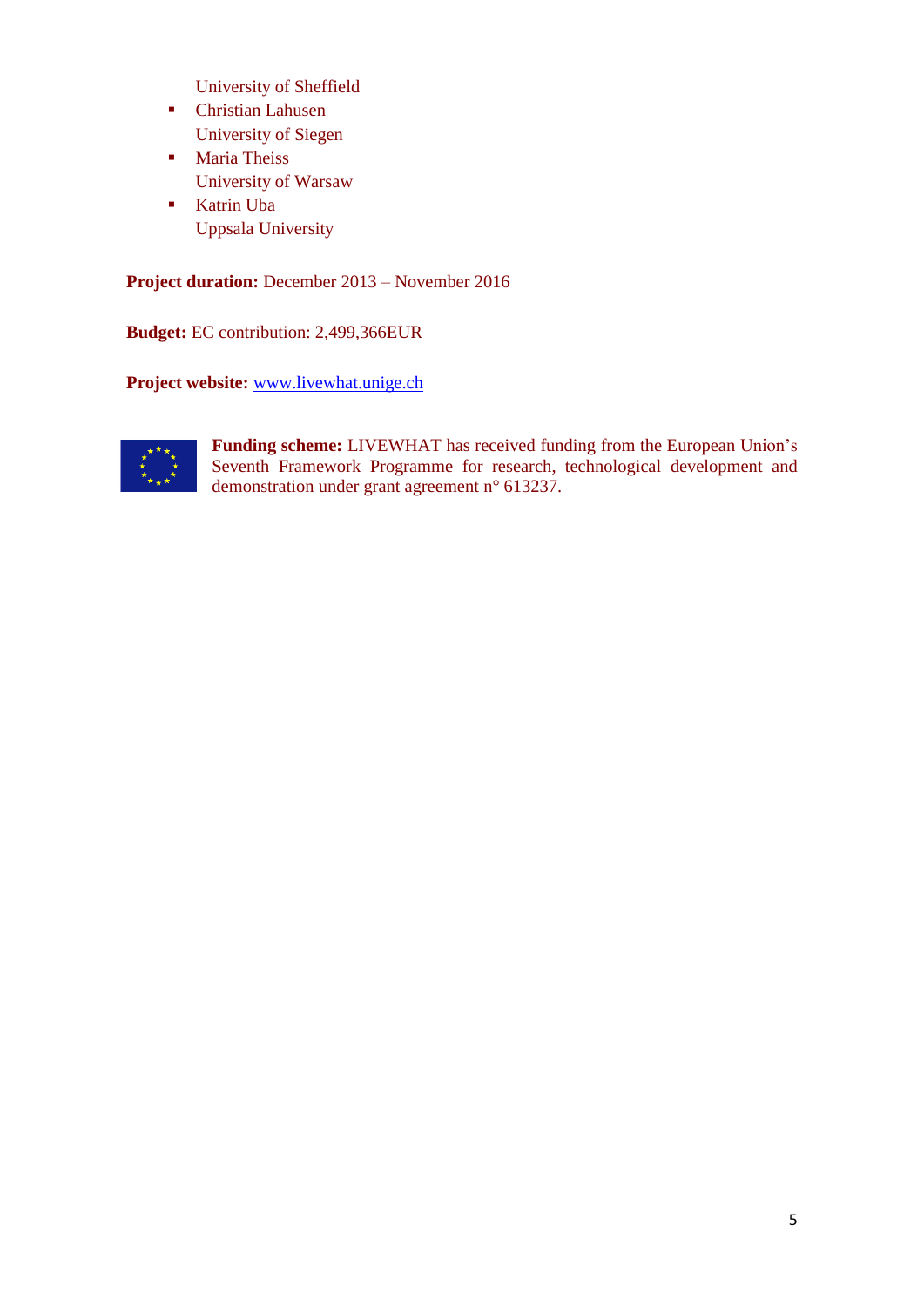University of Sheffield

- Christian Lahusen
  University of Siegen
- Maria Theiss
  University of Warsaw
- Katrin Uba
  Uppsala University

**Project duration:** December 2013 – November 2016

**Budget:** EC contribution: 2,499,366EUR

**Project website:** [www.livewhat.unige.ch](http://www.livewhat.unige.ch)

**Funding scheme:** LIVEWHAT has received funding from the European Union's Seventh Framework Programme for research, technological development and demonstration under grant agreement n° 613237.